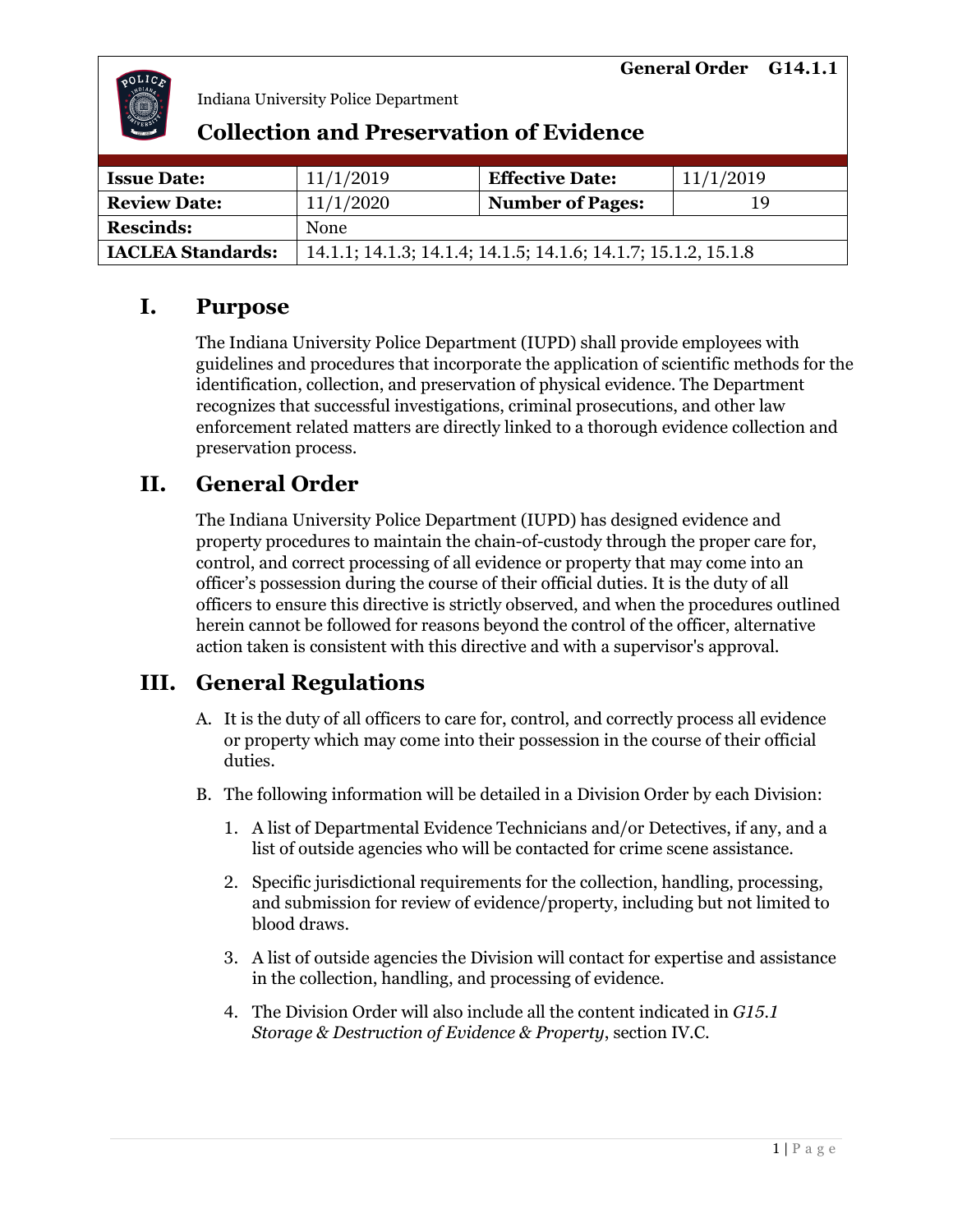General Order G14.1.1

Indiana University Police Department

# Collection and Preservation of Evidence

| Issue Date: | 11/1/2019 | Effective Date: | 11/1/2019 |
|---|---|---|---|
| Review Date: | 11/1/2020 | Number of Pages: | 19 |
| Rescinds: | None | | |
| IACLEA Standards: | 14.1.1; 14.1.3; 14.1.4; 14.1.5; 14.1.6; 14.1.7; 15.1.2, 15.1.8 | | |

## I. Purpose

The Indiana University Police Department (IUPD) shall provide employees with guidelines and procedures that incorporate the application of scientific methods for the identification, collection, and preservation of physical evidence. The Department recognizes that successful investigations, criminal prosecutions, and other law enforcement related matters are directly linked to a thorough evidence collection and preservation process.

## II. General Order

The Indiana University Police Department (IUPD) has designed evidence and property procedures to maintain the chain-of-custody through the proper care for, control, and correct processing of all evidence or property that may come into an officer's possession during the course of their official duties. It is the duty of all officers to ensure this directive is strictly observed, and when the procedures outlined herein cannot be followed for reasons beyond the control of the officer, alternative action taken is consistent with this directive and with a supervisor's approval.

## III. General Regulations

A. It is the duty of all officers to care for, control, and correctly process all evidence or property which may come into their possession in the course of their official duties.

B. The following information will be detailed in a Division Order by each Division:

1. A list of Departmental Evidence Technicians and/or Detectives, if any, and a list of outside agencies who will be contacted for crime scene assistance.

2. Specific jurisdictional requirements for the collection, handling, processing, and submission for review of evidence/property, including but not limited to blood draws.

3. A list of outside agencies the Division will contact for expertise and assistance in the collection, handling, and processing of evidence.

4. The Division Order will also include all the content indicated in *G15.1 Storage & Destruction of Evidence & Property*, section IV.C.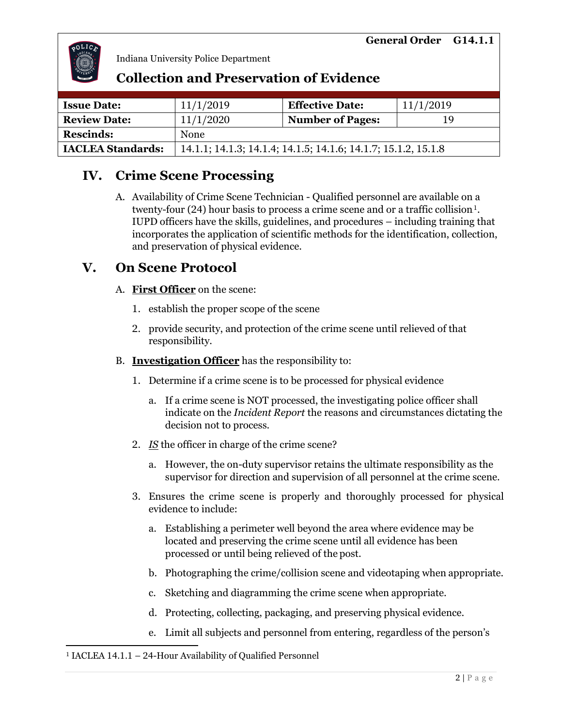| **Issue Date:** | 11/1/2019 | **Effective Date:** | 11/1/2019 |
| --- | --- | --- | --- |
| **Review Date:** | 11/1/2020 | **Number of Pages:** | 19 |
| **Rescinds:** | None | | |
| **IACLEA Standards:** | 14.1.1; 14.1.3; 14.1.4; 14.1.5; 14.1.6; 14.1.7; 15.1.2, 15.1.8 | | |

## IV. Crime Scene Processing

A. Availability of Crime Scene Technician - Qualified personnel are available on a twenty-four (24) hour basis to process a crime scene and or a traffic collision[1]. IUPD officers have the skills, guidelines, and procedures – including training that incorporates the application of scientific methods for the identification, collection, and preservation of physical evidence.

## V. On Scene Protocol

A. **First Officer** on the scene:

1. establish the proper scope of the scene
2. provide security, and protection of the crime scene until relieved of that responsibility.

B. **Investigation Officer** has the responsibility to:

1. Determine if a crime scene is to be processed for physical evidence
   a. If a crime scene is NOT processed, the investigating police officer shall indicate on the *Incident Report* the reasons and circumstances dictating the decision not to process.
2. ***IS*** the officer in charge of the crime scene?
   a. However, the on-duty supervisor retains the ultimate responsibility as the supervisor for direction and supervision of all personnel at the crime scene.
3. Ensures the crime scene is properly and thoroughly processed for physical evidence to include:
   a. Establishing a perimeter well beyond the area where evidence may be located and preserving the crime scene until all evidence has been processed or until being relieved of the post.
   b. Photographing the crime/collision scene and videotaping when appropriate.
   c. Sketching and diagramming the crime scene when appropriate.
   d. Protecting, collecting, packaging, and preserving physical evidence.
   e. Limit all subjects and personnel from entering, regardless of the person's

---

[1] IACLEA 14.1.1 – 24-Hour Availability of Qualified Personnel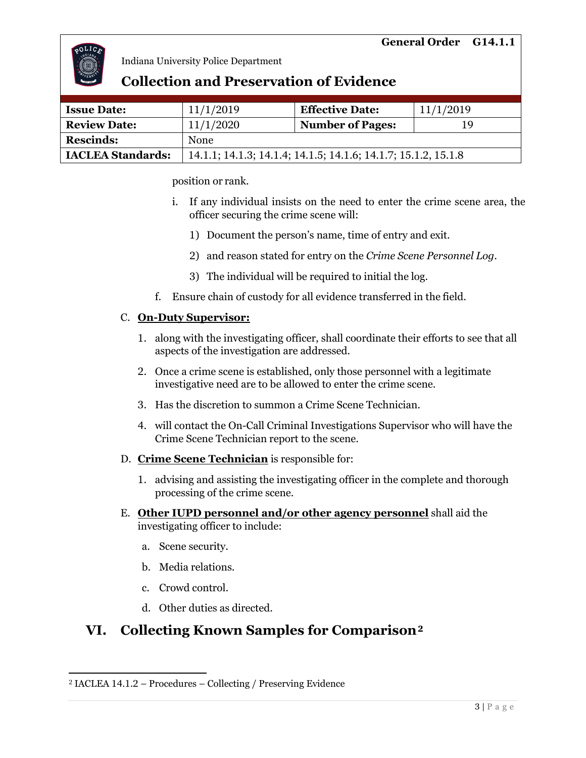position or rank.

i. If any individual insists on the need to enter the crime scene area, the officer securing the crime scene will:

1) Document the person's name, time of entry and exit.

2) and reason stated for entry on the *Crime Scene Personnel Log*.

3) The individual will be required to initial the log.

f. Ensure chain of custody for all evidence transferred in the field.

C. **On-Duty Supervisor:**

1. along with the investigating officer, shall coordinate their efforts to see that all aspects of the investigation are addressed.

2. Once a crime scene is established, only those personnel with a legitimate investigative need are to be allowed to enter the crime scene.

3. Has the discretion to summon a Crime Scene Technician.

4. will contact the On-Call Criminal Investigations Supervisor who will have the Crime Scene Technician report to the scene.

D. **Crime Scene Technician** is responsible for:

1. advising and assisting the investigating officer in the complete and thorough processing of the crime scene.

E. **Other IUPD personnel and/or other agency personnel** shall aid the investigating officer to include:

a. Scene security.

b. Media relations.

c. Crowd control.

d. Other duties as directed.

## VI. Collecting Known Samples for Comparison[2]

[2] IACLEA 14.1.2 – Procedures – Collecting / Preserving Evidence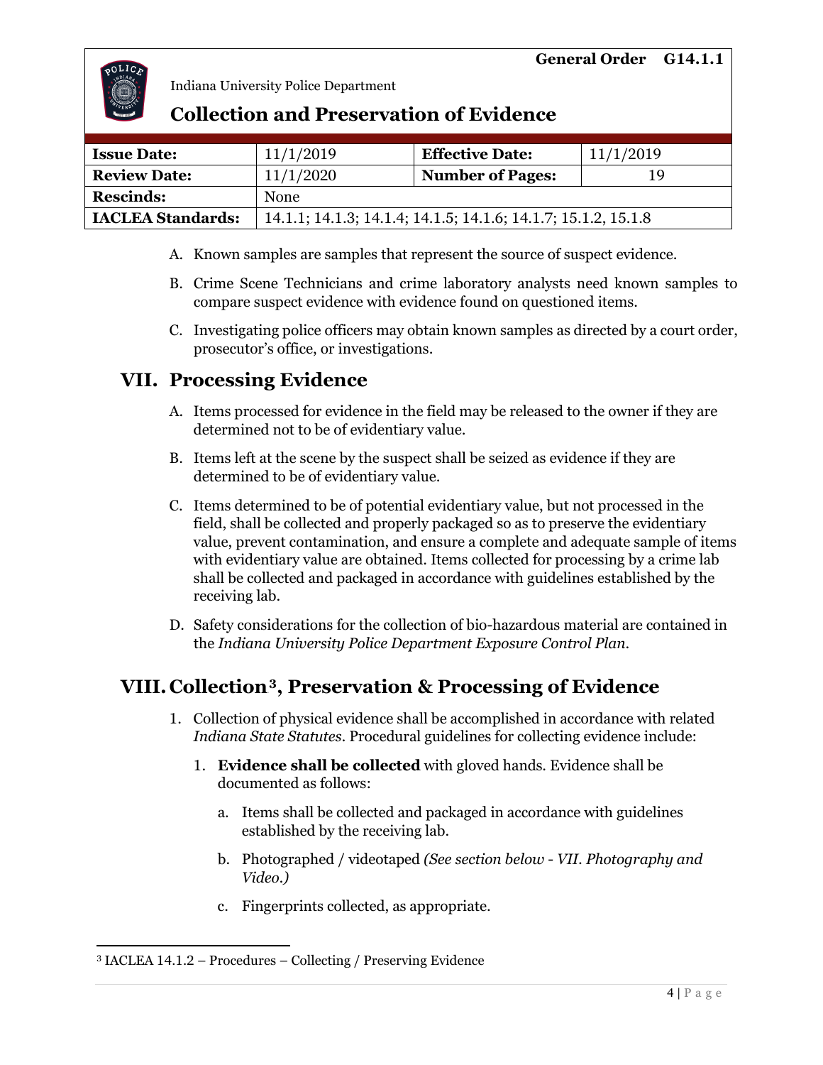A. Known samples are samples that represent the source of suspect evidence.

B. Crime Scene Technicians and crime laboratory analysts need known samples to compare suspect evidence with evidence found on questioned items.

C. Investigating police officers may obtain known samples as directed by a court order, prosecutor's office, or investigations.

## VII. Processing Evidence

A. Items processed for evidence in the field may be released to the owner if they are determined not to be of evidentiary value.

B. Items left at the scene by the suspect shall be seized as evidence if they are determined to be of evidentiary value.

C. Items determined to be of potential evidentiary value, but not processed in the field, shall be collected and properly packaged so as to preserve the evidentiary value, prevent contamination, and ensure a complete and adequate sample of items with evidentiary value are obtained. Items collected for processing by a crime lab shall be collected and packaged in accordance with guidelines established by the receiving lab.

D. Safety considerations for the collection of bio-hazardous material are contained in the *Indiana University Police Department Exposure Control Plan*.

## VIII. Collection[3], Preservation & Processing of Evidence

1. Collection of physical evidence shall be accomplished in accordance with related *Indiana State Statutes*. Procedural guidelines for collecting evidence include:

    1. **Evidence shall be collected** with gloved hands. Evidence shall be documented as follows:

        a. Items shall be collected and packaged in accordance with guidelines established by the receiving lab.

        b. Photographed / videotaped *(See section below - VII. Photography and Video.)*

        c. Fingerprints collected, as appropriate.

---

[3] IACLEA 14.1.2 – Procedures – Collecting / Preserving Evidence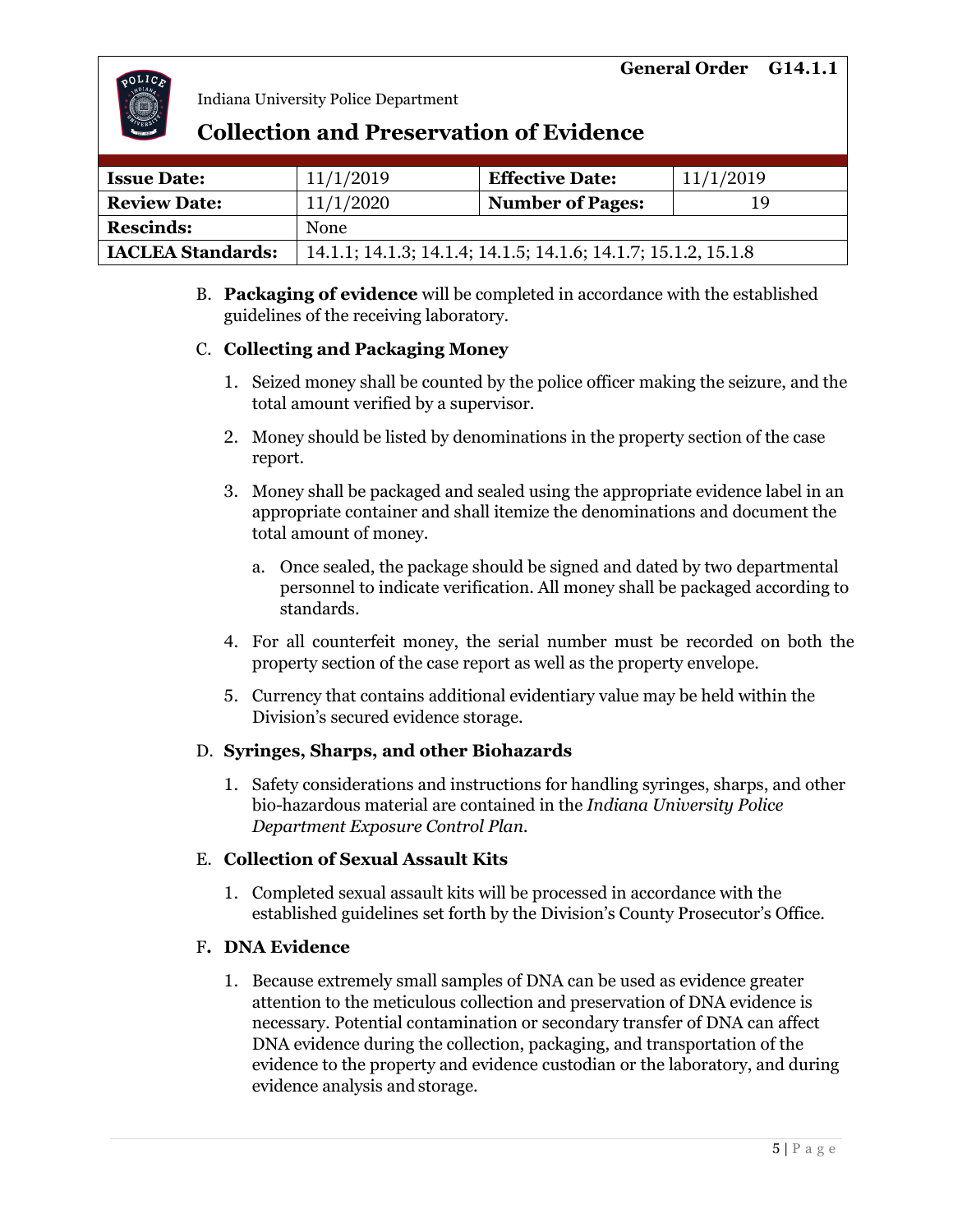B. **Packaging of evidence** will be completed in accordance with the established guidelines of the receiving laboratory.

C. **Collecting and Packaging Money**

1. Seized money shall be counted by the police officer making the seizure, and the total amount verified by a supervisor.
2. Money should be listed by denominations in the property section of the case report.
3. Money shall be packaged and sealed using the appropriate evidence label in an appropriate container and shall itemize the denominations and document the total amount of money.
    a. Once sealed, the package should be signed and dated by two departmental personnel to indicate verification. All money shall be packaged according to standards.
4. For all counterfeit money, the serial number must be recorded on both the property section of the case report as well as the property envelope.
5. Currency that contains additional evidentiary value may be held within the Division's secured evidence storage.

D. **Syringes, Sharps, and other Biohazards**

1. Safety considerations and instructions for handling syringes, sharps, and other bio-hazardous material are contained in the *Indiana University Police Department Exposure Control Plan*.

E. **Collection of Sexual Assault Kits**

1. Completed sexual assault kits will be processed in accordance with the established guidelines set forth by the Division's County Prosecutor's Office.

F**. DNA Evidence**

1. Because extremely small samples of DNA can be used as evidence greater attention to the meticulous collection and preservation of DNA evidence is necessary. Potential contamination or secondary transfer of DNA can affect DNA evidence during the collection, packaging, and transportation of the evidence to the property and evidence custodian or the laboratory, and during evidence analysis and storage.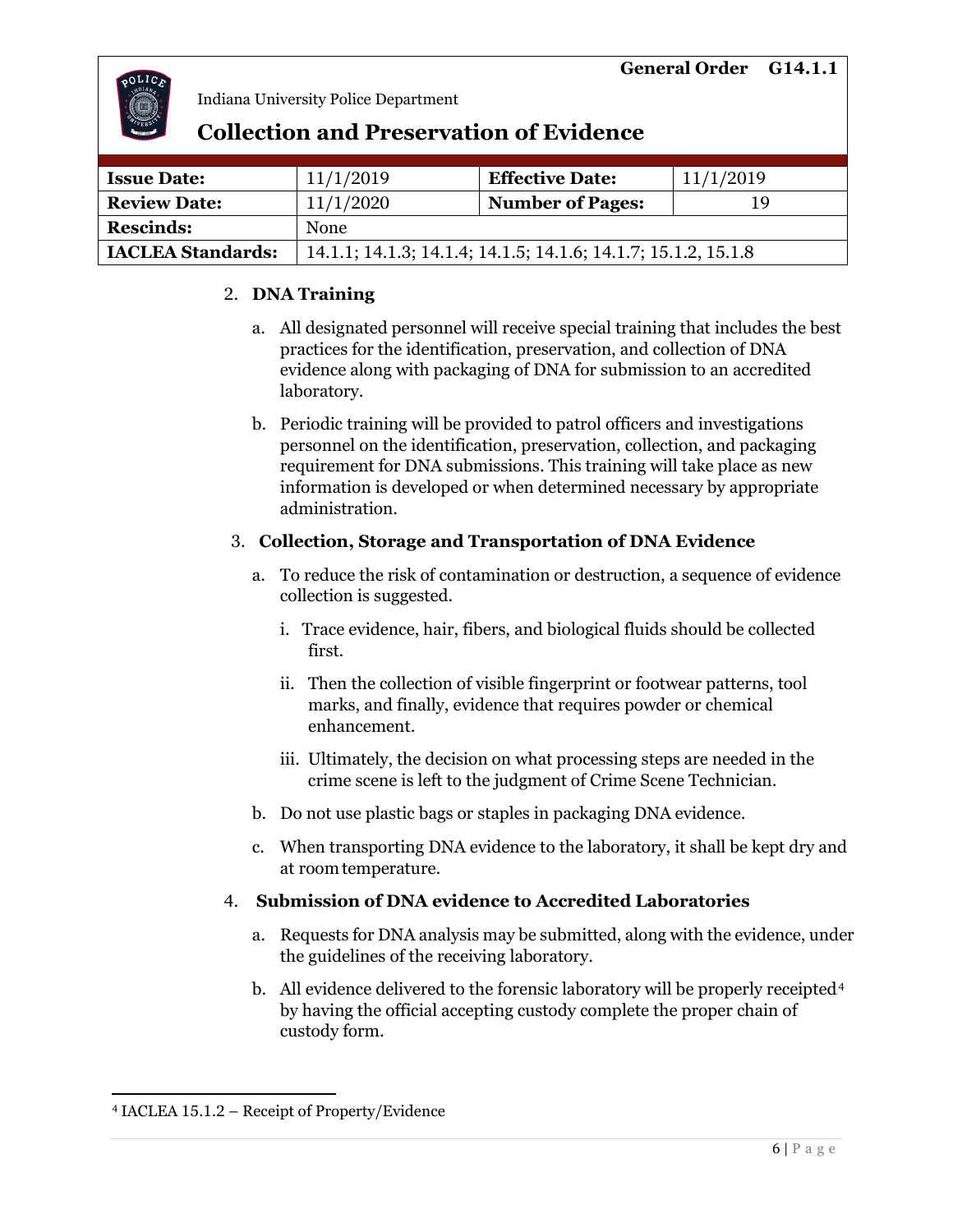2. **DNA Training**

   a. All designated personnel will receive special training that includes the best practices for the identification, preservation, and collection of DNA evidence along with packaging of DNA for submission to an accredited laboratory.

   b. Periodic training will be provided to patrol officers and investigations personnel on the identification, preservation, collection, and packaging requirement for DNA submissions. This training will take place as new information is developed or when determined necessary by appropriate administration.

3. **Collection, Storage and Transportation of DNA Evidence**

   a. To reduce the risk of contamination or destruction, a sequence of evidence collection is suggested.

      i. Trace evidence, hair, fibers, and biological fluids should be collected first.

      ii. Then the collection of visible fingerprint or footwear patterns, tool marks, and finally, evidence that requires powder or chemical enhancement.

      iii. Ultimately, the decision on what processing steps are needed in the crime scene is left to the judgment of Crime Scene Technician.

   b. Do not use plastic bags or staples in packaging DNA evidence.

   c. When transporting DNA evidence to the laboratory, it shall be kept dry and at room temperature.

4. **Submission of DNA evidence to Accredited Laboratories**

   a. Requests for DNA analysis may be submitted, along with the evidence, under the guidelines of the receiving laboratory.

   b. All evidence delivered to the forensic laboratory will be properly receipted[4] by having the official accepting custody complete the proper chain of custody form.

---

[4] IACLEA 15.1.2 – Receipt of Property/Evidence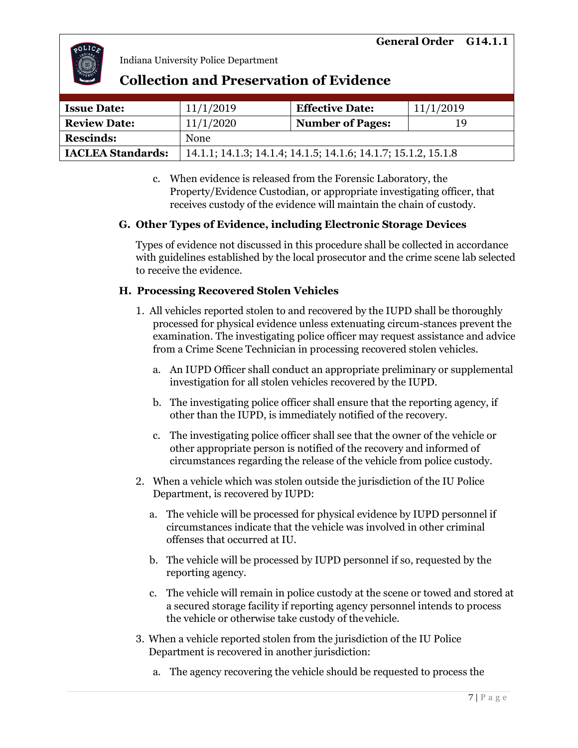c. When evidence is released from the Forensic Laboratory, the Property/Evidence Custodian, or appropriate investigating officer, that receives custody of the evidence will maintain the chain of custody.

### G. Other Types of Evidence, including Electronic Storage Devices

Types of evidence not discussed in this procedure shall be collected in accordance with guidelines established by the local prosecutor and the crime scene lab selected to receive the evidence.

### H. Processing Recovered Stolen Vehicles

1. All vehicles reported stolen to and recovered by the IUPD shall be thoroughly processed for physical evidence unless extenuating circum-stances prevent the examination. The investigating police officer may request assistance and advice from a Crime Scene Technician in processing recovered stolen vehicles.

   a. An IUPD Officer shall conduct an appropriate preliminary or supplemental investigation for all stolen vehicles recovered by the IUPD.

   b. The investigating police officer shall ensure that the reporting agency, if other than the IUPD, is immediately notified of the recovery.

   c. The investigating police officer shall see that the owner of the vehicle or other appropriate person is notified of the recovery and informed of circumstances regarding the release of the vehicle from police custody.

2. When a vehicle which was stolen outside the jurisdiction of the IU Police Department, is recovered by IUPD:

   a. The vehicle will be processed for physical evidence by IUPD personnel if circumstances indicate that the vehicle was involved in other criminal offenses that occurred at IU.

   b. The vehicle will be processed by IUPD personnel if so, requested by the reporting agency.

   c. The vehicle will remain in police custody at the scene or towed and stored at a secured storage facility if reporting agency personnel intends to process the vehicle or otherwise take custody of the vehicle.

3. When a vehicle reported stolen from the jurisdiction of the IU Police Department is recovered in another jurisdiction:

   a. The agency recovering the vehicle should be requested to process the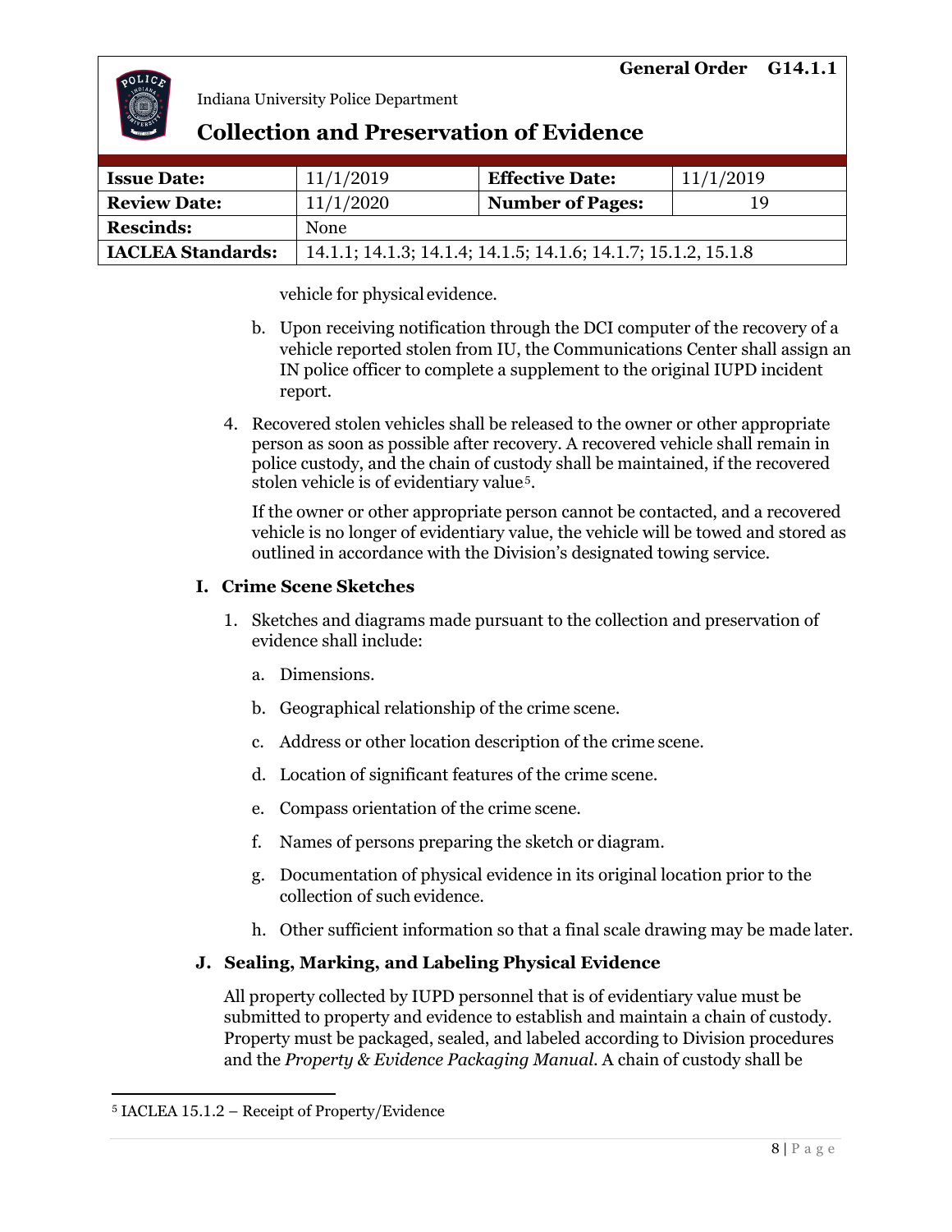vehicle for physical evidence.

b. Upon receiving notification through the DCI computer of the recovery of a vehicle reported stolen from IU, the Communications Center shall assign an IN police officer to complete a supplement to the original IUPD incident report.

4. Recovered stolen vehicles shall be released to the owner or other appropriate person as soon as possible after recovery. A recovered vehicle shall remain in police custody, and the chain of custody shall be maintained, if the recovered stolen vehicle is of evidentiary value[5].

   If the owner or other appropriate person cannot be contacted, and a recovered vehicle is no longer of evidentiary value, the vehicle will be towed and stored as outlined in accordance with the Division's designated towing service.

### I. Crime Scene Sketches

1. Sketches and diagrams made pursuant to the collection and preservation of evidence shall include:

   a. Dimensions.

   b. Geographical relationship of the crime scene.

   c. Address or other location description of the crime scene.

   d. Location of significant features of the crime scene.

   e. Compass orientation of the crime scene.

   f. Names of persons preparing the sketch or diagram.

   g. Documentation of physical evidence in its original location prior to the collection of such evidence.

   h. Other sufficient information so that a final scale drawing may be made later.

### J. Sealing, Marking, and Labeling Physical Evidence

All property collected by IUPD personnel that is of evidentiary value must be submitted to property and evidence to establish and maintain a chain of custody. Property must be packaged, sealed, and labeled according to Division procedures and the *Property & Evidence Packaging Manual*. A chain of custody shall be

---

[5] IACLEA 15.1.2 – Receipt of Property/Evidence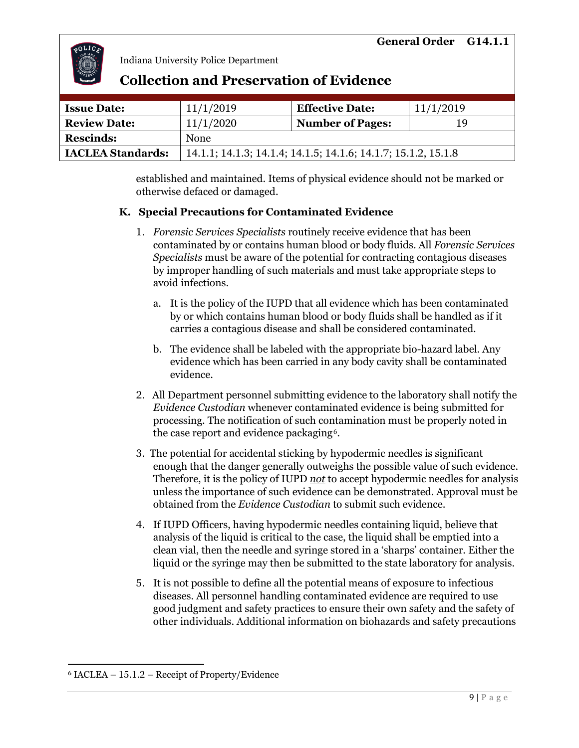established and maintained. Items of physical evidence should not be marked or otherwise defaced or damaged.

### K. Special Precautions for Contaminated Evidence

1. *Forensic Services Specialists* routinely receive evidence that has been contaminated by or contains human blood or body fluids. All *Forensic Services Specialists* must be aware of the potential for contracting contagious diseases by improper handling of such materials and must take appropriate steps to avoid infections.

   a. It is the policy of the IUPD that all evidence which has been contaminated by or which contains human blood or body fluids shall be handled as if it carries a contagious disease and shall be considered contaminated.

   b. The evidence shall be labeled with the appropriate bio-hazard label. Any evidence which has been carried in any body cavity shall be contaminated evidence.

2. All Department personnel submitting evidence to the laboratory shall notify the *Evidence Custodian* whenever contaminated evidence is being submitted for processing. The notification of such contamination must be properly noted in the case report and evidence packaging[6].

3. The potential for accidental sticking by hypodermic needles is significant enough that the danger generally outweighs the possible value of such evidence. Therefore, it is the policy of IUPD ***not*** to accept hypodermic needles for analysis unless the importance of such evidence can be demonstrated. Approval must be obtained from the *Evidence Custodian* to submit such evidence.

4. If IUPD Officers, having hypodermic needles containing liquid, believe that analysis of the liquid is critical to the case, the liquid shall be emptied into a clean vial, then the needle and syringe stored in a 'sharps' container. Either the liquid or the syringe may then be submitted to the state laboratory for analysis.

5. It is not possible to define all the potential means of exposure to infectious diseases. All personnel handling contaminated evidence are required to use good judgment and safety practices to ensure their own safety and the safety of other individuals. Additional information on biohazards and safety precautions

---

[6] IACLEA – 15.1.2 – Receipt of Property/Evidence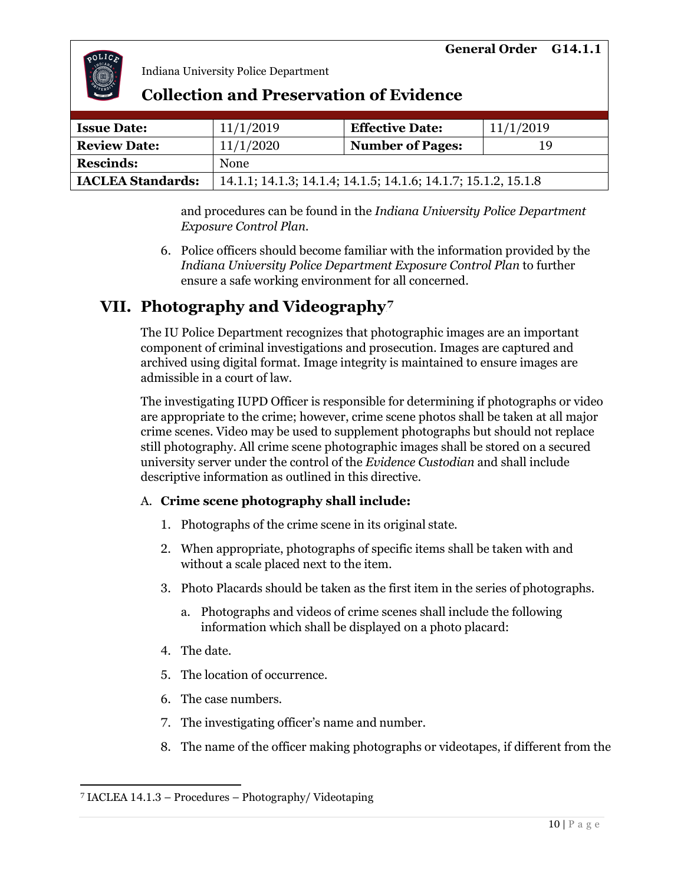and procedures can be found in the *Indiana University Police Department Exposure Control Plan.*

6. Police officers should become familiar with the information provided by the *Indiana University Police Department Exposure Control Plan* to further ensure a safe working environment for all concerned.

## VII. Photography and Videography[7]

The IU Police Department recognizes that photographic images are an important component of criminal investigations and prosecution. Images are captured and archived using digital format. Image integrity is maintained to ensure images are admissible in a court of law.

The investigating IUPD Officer is responsible for determining if photographs or video are appropriate to the crime; however, crime scene photos shall be taken at all major crime scenes. Video may be used to supplement photographs but should not replace still photography. All crime scene photographic images shall be stored on a secured university server under the control of the *Evidence Custodian* and shall include descriptive information as outlined in this directive.

A. **Crime scene photography shall include:**

1. Photographs of the crime scene in its original state.
2. When appropriate, photographs of specific items shall be taken with and without a scale placed next to the item.
3. Photo Placards should be taken as the first item in the series of photographs.
    a. Photographs and videos of crime scenes shall include the following information which shall be displayed on a photo placard:
4. The date.
5. The location of occurrence.
6. The case numbers.
7. The investigating officer's name and number.
8. The name of the officer making photographs or videotapes, if different from the

---

[7] IACLEA 14.1.3 – Procedures – Photography/ Videotaping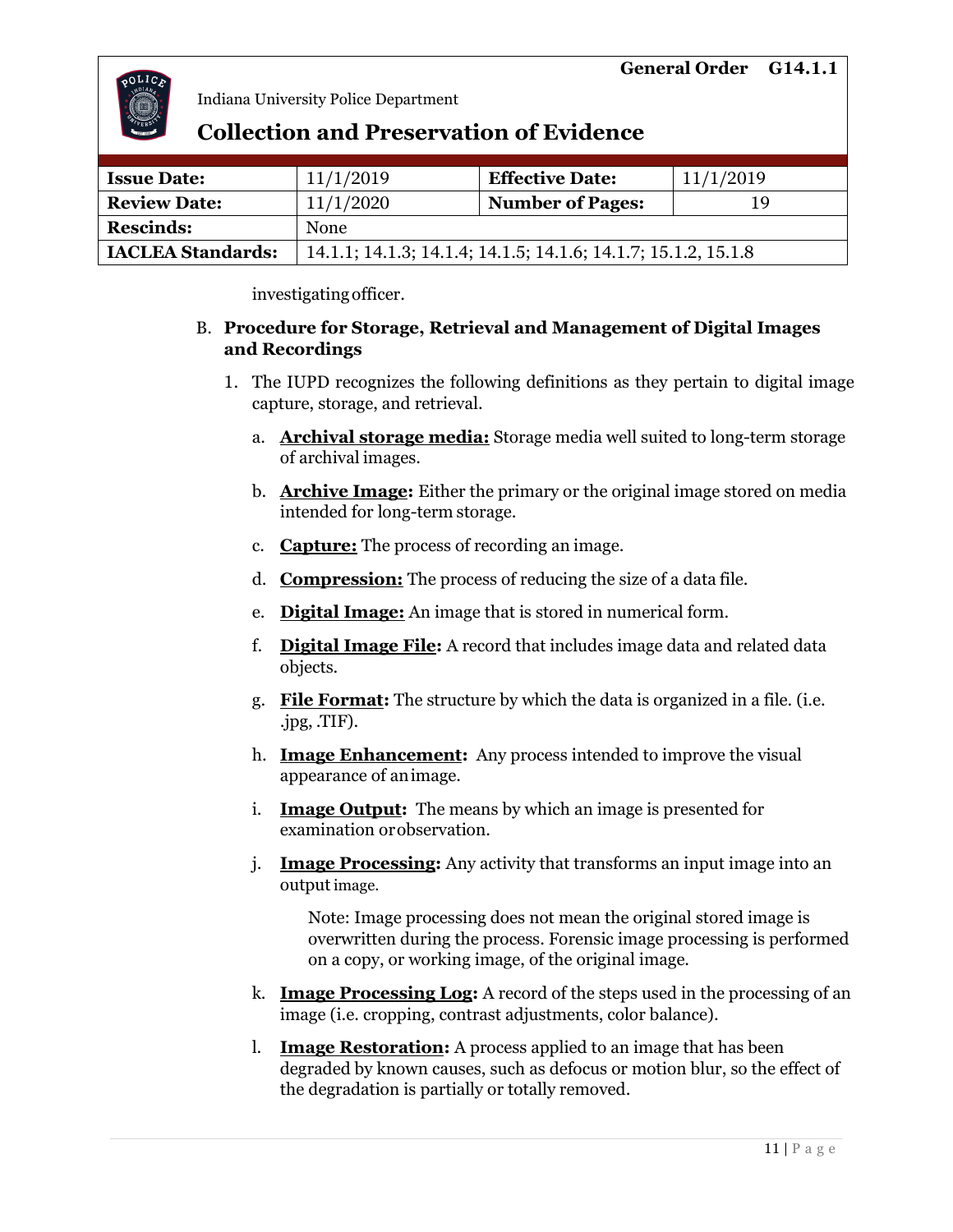investigating officer.

B. **Procedure for Storage, Retrieval and Management of Digital Images and Recordings**

1. The IUPD recognizes the following definitions as they pertain to digital image capture, storage, and retrieval.

   a. **Archival storage media:** Storage media well suited to long-term storage of archival images.

   b. **Archive Image:** Either the primary or the original image stored on media intended for long-term storage.

   c. **Capture:** The process of recording an image.

   d. **Compression:** The process of reducing the size of a data file.

   e. **Digital Image:** An image that is stored in numerical form.

   f. **Digital Image File:** A record that includes image data and related data objects.

   g. **File Format:** The structure by which the data is organized in a file. (i.e. .jpg, .TIF).

   h. **Image Enhancement:** Any process intended to improve the visual appearance of an image.

   i. **Image Output:** The means by which an image is presented for examination or observation.

   j. **Image Processing:** Any activity that transforms an input image into an output image.

      Note: Image processing does not mean the original stored image is overwritten during the process. Forensic image processing is performed on a copy, or working image, of the original image.

   k. **Image Processing Log:** A record of the steps used in the processing of an image (i.e. cropping, contrast adjustments, color balance).

   l. **Image Restoration:** A process applied to an image that has been degraded by known causes, such as defocus or motion blur, so the effect of the degradation is partially or totally removed.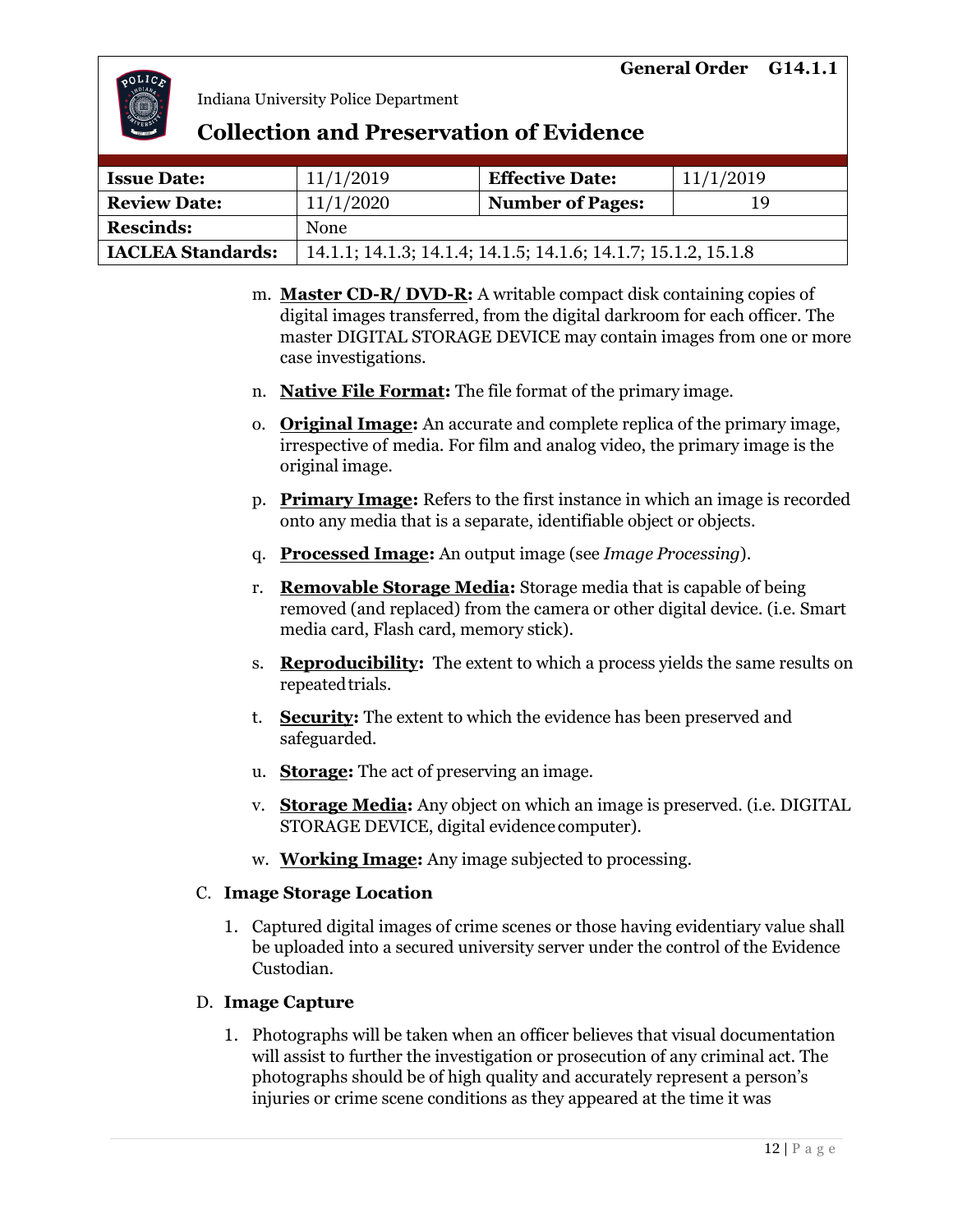m. **Master CD-R/ DVD-R:** A writable compact disk containing copies of digital images transferred, from the digital darkroom for each officer. The master DIGITAL STORAGE DEVICE may contain images from one or more case investigations.

n. **Native File Format:** The file format of the primary image.

o. **Original Image:** An accurate and complete replica of the primary image, irrespective of media. For film and analog video, the primary image is the original image.

p. **Primary Image:** Refers to the first instance in which an image is recorded onto any media that is a separate, identifiable object or objects.

q. **Processed Image:** An output image (see *Image Processing*).

r. **Removable Storage Media:** Storage media that is capable of being removed (and replaced) from the camera or other digital device. (i.e. Smart media card, Flash card, memory stick).

s. **Reproducibility:** The extent to which a process yields the same results on repeated trials.

t. **Security:** The extent to which the evidence has been preserved and safeguarded.

u. **Storage:** The act of preserving an image.

v. **Storage Media:** Any object on which an image is preserved. (i.e. DIGITAL STORAGE DEVICE, digital evidence computer).

w. **Working Image:** Any image subjected to processing.

C. **Image Storage Location**

1. Captured digital images of crime scenes or those having evidentiary value shall be uploaded into a secured university server under the control of the Evidence Custodian.

D. **Image Capture**

1. Photographs will be taken when an officer believes that visual documentation will assist to further the investigation or prosecution of any criminal act. The photographs should be of high quality and accurately represent a person's injuries or crime scene conditions as they appeared at the time it was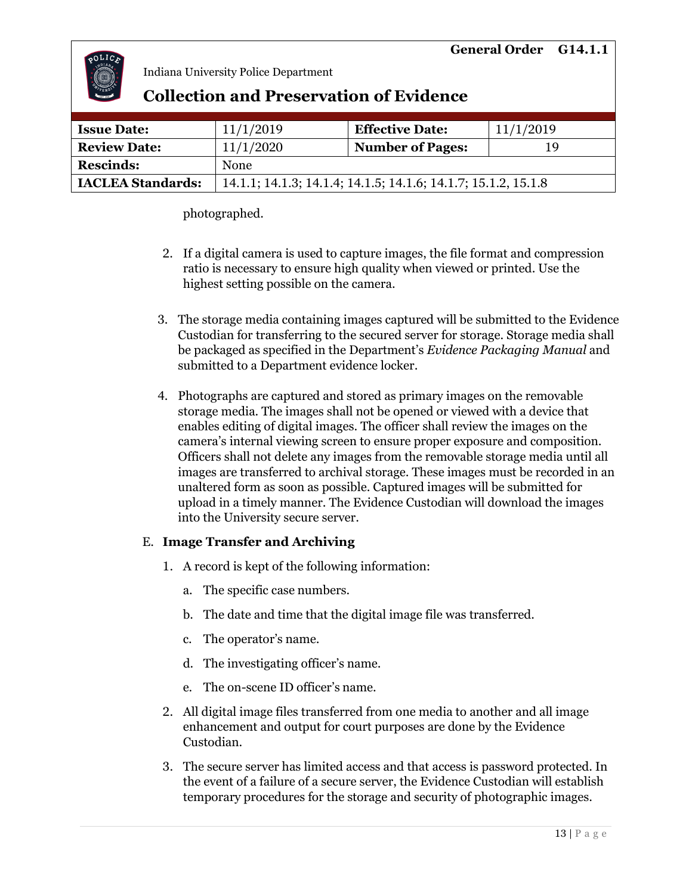photographed.

2. If a digital camera is used to capture images, the file format and compression ratio is necessary to ensure high quality when viewed or printed. Use the highest setting possible on the camera.

3. The storage media containing images captured will be submitted to the Evidence Custodian for transferring to the secured server for storage. Storage media shall be packaged as specified in the Department's *Evidence Packaging Manual* and submitted to a Department evidence locker.

4. Photographs are captured and stored as primary images on the removable storage media. The images shall not be opened or viewed with a device that enables editing of digital images. The officer shall review the images on the camera's internal viewing screen to ensure proper exposure and composition. Officers shall not delete any images from the removable storage media until all images are transferred to archival storage. These images must be recorded in an unaltered form as soon as possible. Captured images will be submitted for upload in a timely manner. The Evidence Custodian will download the images into the University secure server.

E. **Image Transfer and Archiving**

1. A record is kept of the following information:

   a. The specific case numbers.

   b. The date and time that the digital image file was transferred.

   c. The operator's name.

   d. The investigating officer's name.

   e. The on-scene ID officer's name.

2. All digital image files transferred from one media to another and all image enhancement and output for court purposes are done by the Evidence Custodian.

3. The secure server has limited access and that access is password protected. In the event of a failure of a secure server, the Evidence Custodian will establish temporary procedures for the storage and security of photographic images.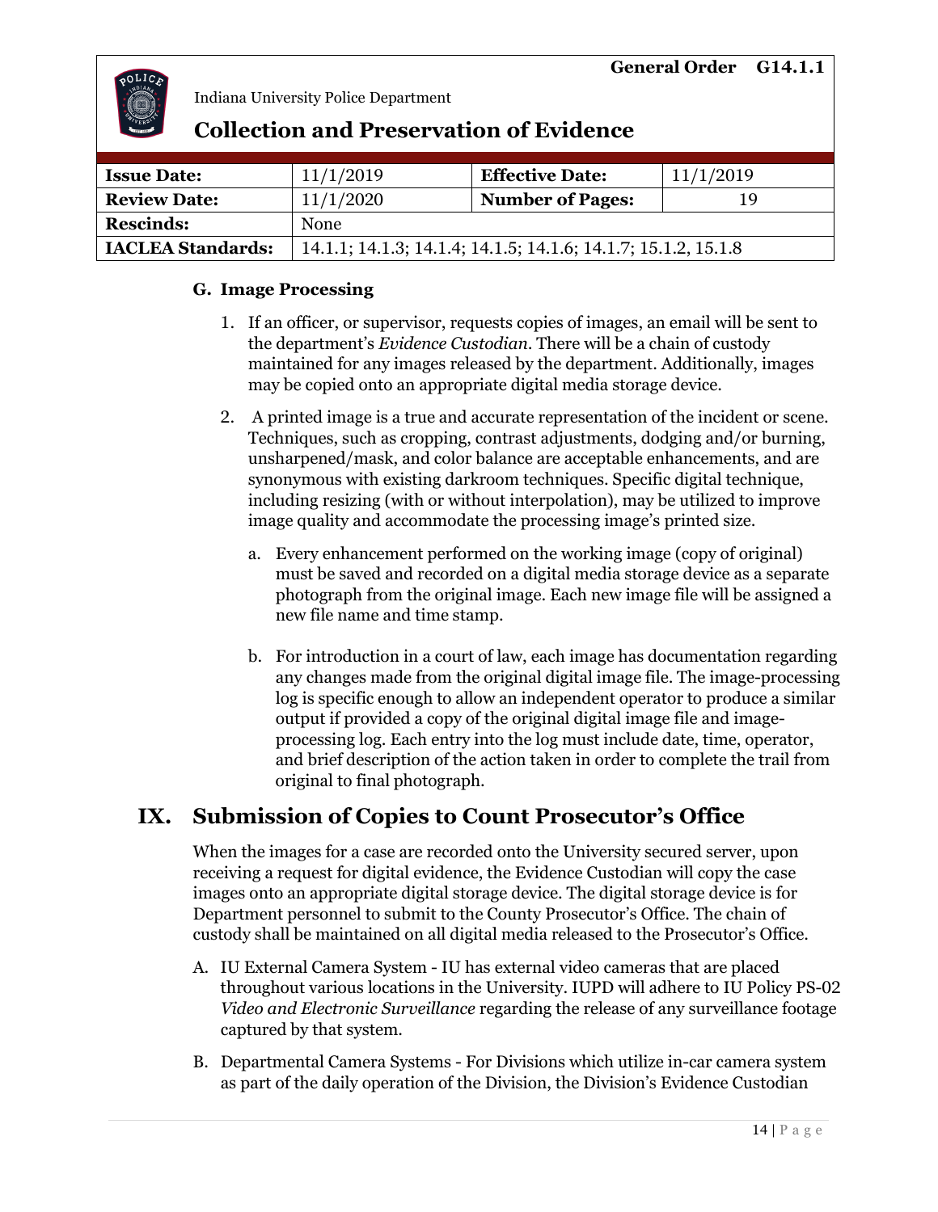### G. Image Processing

1. If an officer, or supervisor, requests copies of images, an email will be sent to the department's *Evidence Custodian*. There will be a chain of custody maintained for any images released by the department. Additionally, images may be copied onto an appropriate digital media storage device.

2. A printed image is a true and accurate representation of the incident or scene. Techniques, such as cropping, contrast adjustments, dodging and/or burning, unsharpened/mask, and color balance are acceptable enhancements, and are synonymous with existing darkroom techniques. Specific digital technique, including resizing (with or without interpolation), may be utilized to improve image quality and accommodate the processing image's printed size.

   a. Every enhancement performed on the working image (copy of original) must be saved and recorded on a digital media storage device as a separate photograph from the original image. Each new image file will be assigned a new file name and time stamp.

   b. For introduction in a court of law, each image has documentation regarding any changes made from the original digital image file. The image-processing log is specific enough to allow an independent operator to produce a similar output if provided a copy of the original digital image file and image-processing log. Each entry into the log must include date, time, operator, and brief description of the action taken in order to complete the trail from original to final photograph.

## IX. Submission of Copies to Count Prosecutor's Office

When the images for a case are recorded onto the University secured server, upon receiving a request for digital evidence, the Evidence Custodian will copy the case images onto an appropriate digital storage device. The digital storage device is for Department personnel to submit to the County Prosecutor's Office. The chain of custody shall be maintained on all digital media released to the Prosecutor's Office.

A. IU External Camera System - IU has external video cameras that are placed throughout various locations in the University. IUPD will adhere to IU Policy PS-02 *Video and Electronic Surveillance* regarding the release of any surveillance footage captured by that system.

B. Departmental Camera Systems - For Divisions which utilize in-car camera system as part of the daily operation of the Division, the Division's Evidence Custodian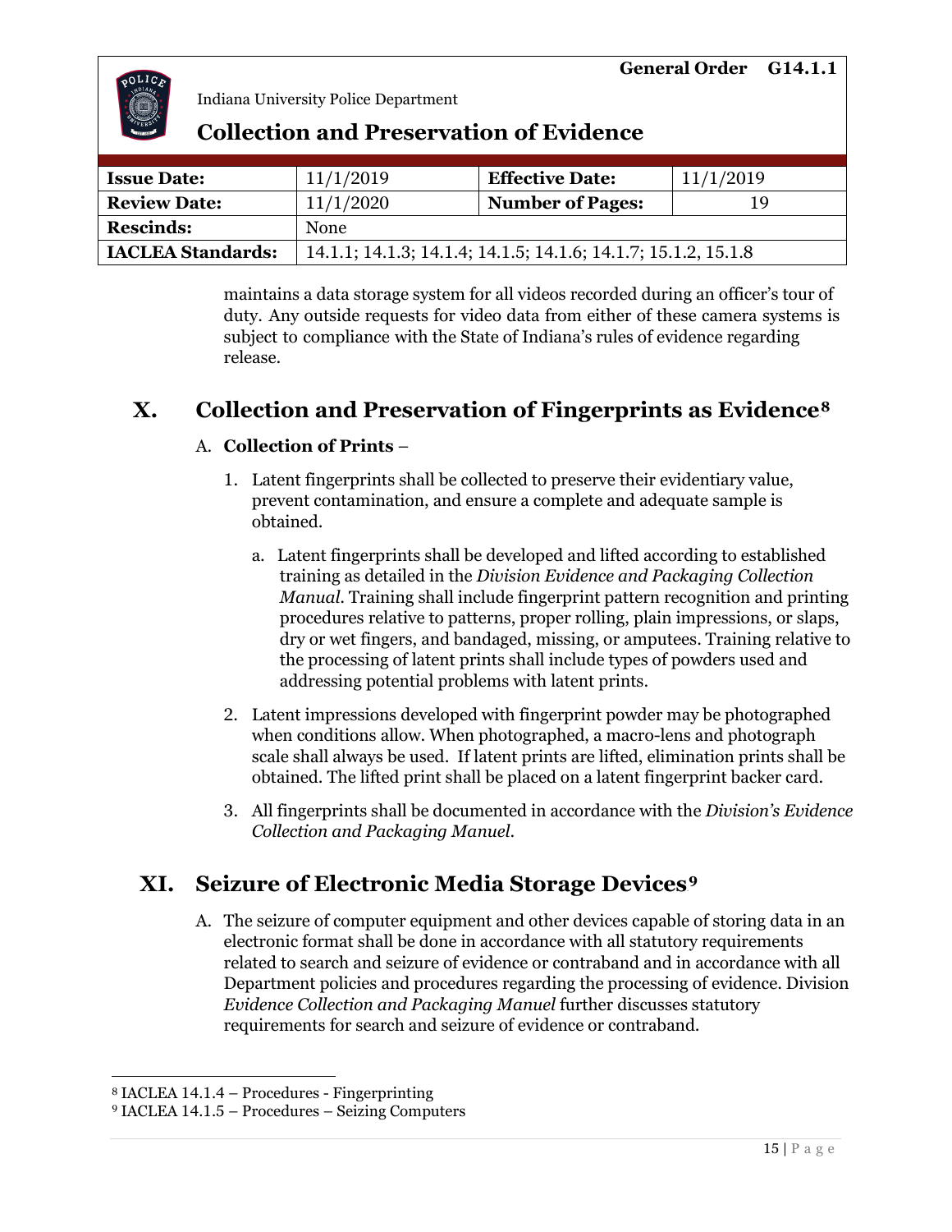maintains a data storage system for all videos recorded during an officer's tour of duty. Any outside requests for video data from either of these camera systems is subject to compliance with the State of Indiana's rules of evidence regarding release.

## X. Collection and Preservation of Fingerprints as Evidence[8]

A. **Collection of Prints** –

1. Latent fingerprints shall be collected to preserve their evidentiary value, prevent contamination, and ensure a complete and adequate sample is obtained.

   a. Latent fingerprints shall be developed and lifted according to established training as detailed in the *Division Evidence and Packaging Collection Manual*. Training shall include fingerprint pattern recognition and printing procedures relative to patterns, proper rolling, plain impressions, or slaps, dry or wet fingers, and bandaged, missing, or amputees. Training relative to the processing of latent prints shall include types of powders used and addressing potential problems with latent prints.

2. Latent impressions developed with fingerprint powder may be photographed when conditions allow. When photographed, a macro-lens and photograph scale shall always be used. If latent prints are lifted, elimination prints shall be obtained. The lifted print shall be placed on a latent fingerprint backer card.

3. All fingerprints shall be documented in accordance with the *Division's Evidence Collection and Packaging Manuel*.

## XI. Seizure of Electronic Media Storage Devices[9]

A. The seizure of computer equipment and other devices capable of storing data in an electronic format shall be done in accordance with all statutory requirements related to search and seizure of evidence or contraband and in accordance with all Department policies and procedures regarding the processing of evidence. Division *Evidence Collection and Packaging Manuel* further discusses statutory requirements for search and seizure of evidence or contraband.

---

[8] IACLEA 14.1.4 – Procedures - Fingerprinting

[9] IACLEA 14.1.5 – Procedures – Seizing Computers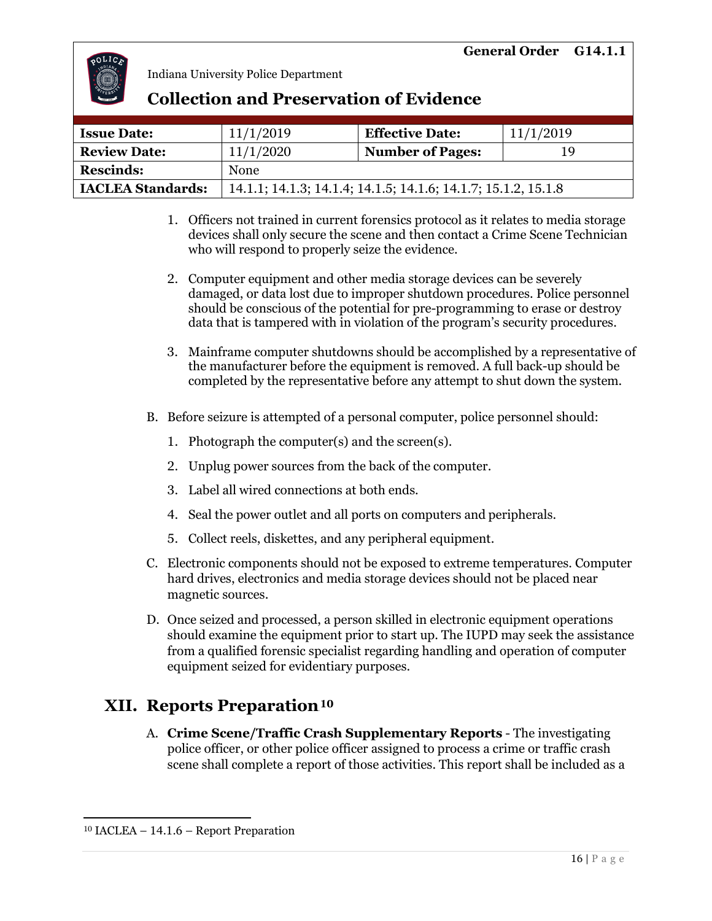1. Officers not trained in current forensics protocol as it relates to media storage devices shall only secure the scene and then contact a Crime Scene Technician who will respond to properly seize the evidence.

2. Computer equipment and other media storage devices can be severely damaged, or data lost due to improper shutdown procedures. Police personnel should be conscious of the potential for pre-programming to erase or destroy data that is tampered with in violation of the program's security procedures.

3. Mainframe computer shutdowns should be accomplished by a representative of the manufacturer before the equipment is removed. A full back-up should be completed by the representative before any attempt to shut down the system.

B. Before seizure is attempted of a personal computer, police personnel should:

   1. Photograph the computer(s) and the screen(s).
   2. Unplug power sources from the back of the computer.
   3. Label all wired connections at both ends.
   4. Seal the power outlet and all ports on computers and peripherals.
   5. Collect reels, diskettes, and any peripheral equipment.

C. Electronic components should not be exposed to extreme temperatures. Computer hard drives, electronics and media storage devices should not be placed near magnetic sources.

D. Once seized and processed, a person skilled in electronic equipment operations should examine the equipment prior to start up. The IUPD may seek the assistance from a qualified forensic specialist regarding handling and operation of computer equipment seized for evidentiary purposes.

## XII. Reports Preparation[10]

A. **Crime Scene/Traffic Crash Supplementary Reports** - The investigating police officer, or other police officer assigned to process a crime or traffic crash scene shall complete a report of those activities. This report shall be included as a

---

[10] IACLEA – 14.1.6 – Report Preparation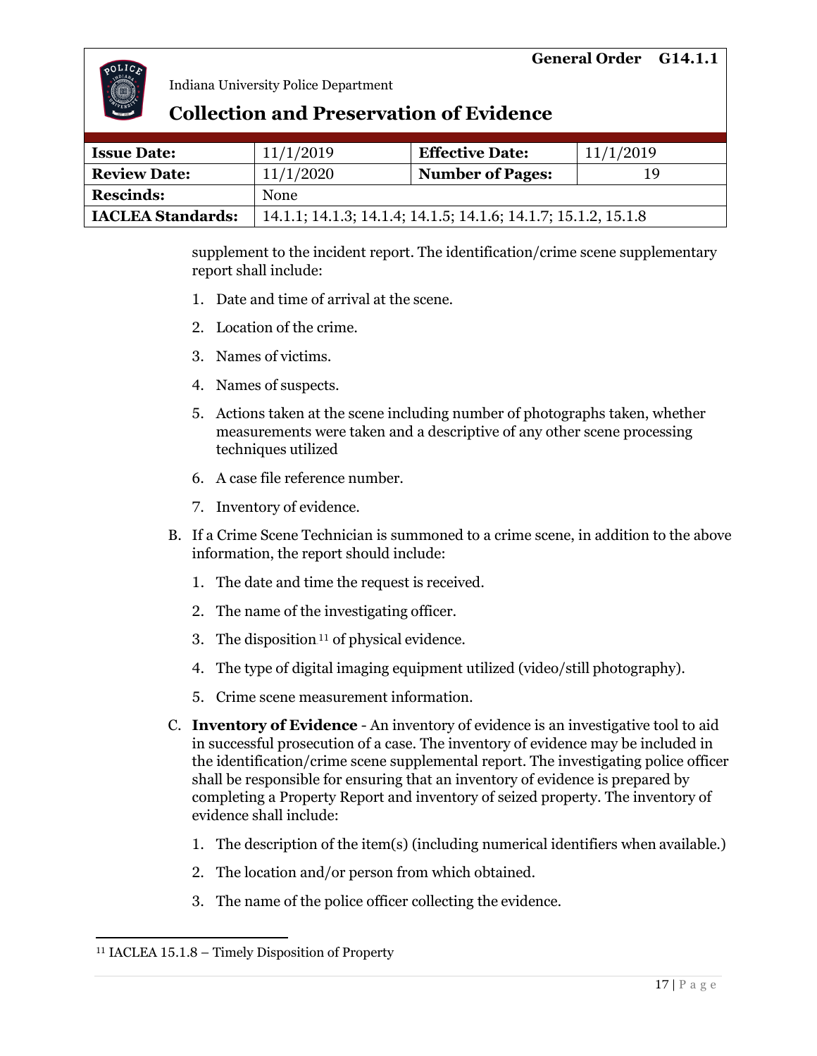supplement to the incident report. The identification/crime scene supplementary report shall include:

1. Date and time of arrival at the scene.
2. Location of the crime.
3. Names of victims.
4. Names of suspects.
5. Actions taken at the scene including number of photographs taken, whether measurements were taken and a descriptive of any other scene processing techniques utilized
6. A case file reference number.
7. Inventory of evidence.

B. If a Crime Scene Technician is summoned to a crime scene, in addition to the above information, the report should include:

1. The date and time the request is received.
2. The name of the investigating officer.
3. The disposition[11] of physical evidence.
4. The type of digital imaging equipment utilized (video/still photography).
5. Crime scene measurement information.

C. **Inventory of Evidence** - An inventory of evidence is an investigative tool to aid in successful prosecution of a case. The inventory of evidence may be included in the identification/crime scene supplemental report. The investigating police officer shall be responsible for ensuring that an inventory of evidence is prepared by completing a Property Report and inventory of seized property. The inventory of evidence shall include:

1. The description of the item(s) (including numerical identifiers when available.)
2. The location and/or person from which obtained.
3. The name of the police officer collecting the evidence.

[11] IACLEA 15.1.8 – Timely Disposition of Property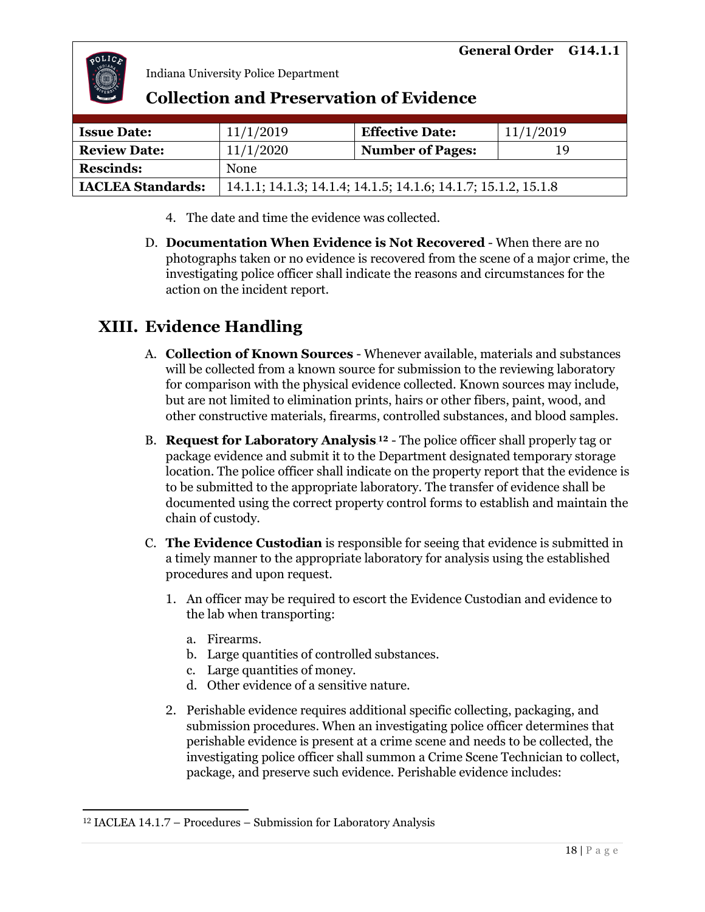4. The date and time the evidence was collected.

D. **Documentation When Evidence is Not Recovered** - When there are no photographs taken or no evidence is recovered from the scene of a major crime, the investigating police officer shall indicate the reasons and circumstances for the action on the incident report.

## XIII. Evidence Handling

A. **Collection of Known Sources** - Whenever available, materials and substances will be collected from a known source for submission to the reviewing laboratory for comparison with the physical evidence collected. Known sources may include, but are not limited to elimination prints, hairs or other fibers, paint, wood, and other constructive materials, firearms, controlled substances, and blood samples.

B. **Request for Laboratory Analysis**[12] - The police officer shall properly tag or package evidence and submit it to the Department designated temporary storage location. The police officer shall indicate on the property report that the evidence is to be submitted to the appropriate laboratory. The transfer of evidence shall be documented using the correct property control forms to establish and maintain the chain of custody.

C. **The Evidence Custodian** is responsible for seeing that evidence is submitted in a timely manner to the appropriate laboratory for analysis using the established procedures and upon request.

1. An officer may be required to escort the Evidence Custodian and evidence to the lab when transporting:

   a. Firearms.
   b. Large quantities of controlled substances.
   c. Large quantities of money.
   d. Other evidence of a sensitive nature.

2. Perishable evidence requires additional specific collecting, packaging, and submission procedures. When an investigating police officer determines that perishable evidence is present at a crime scene and needs to be collected, the investigating police officer shall summon a Crime Scene Technician to collect, package, and preserve such evidence. Perishable evidence includes:

---

[12] IACLEA 14.1.7 – Procedures – Submission for Laboratory Analysis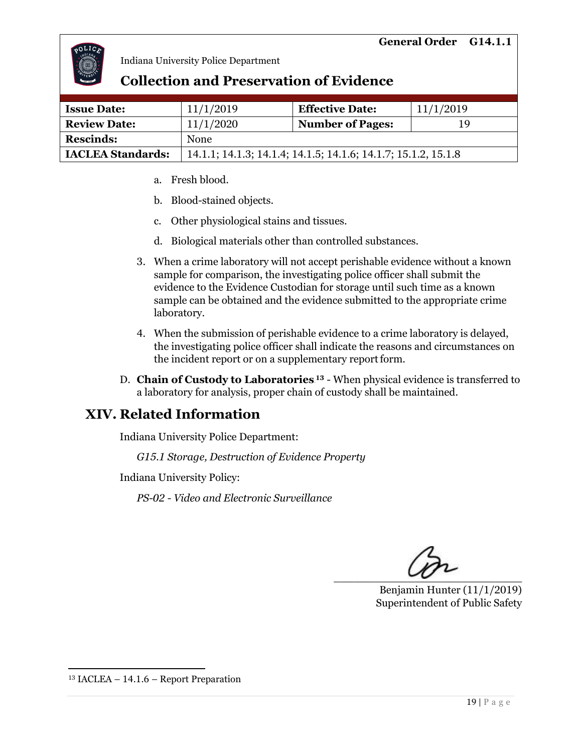**General Order G14.1.1**

Indiana University Police Department

# Collection and Preservation of Evidence

| | | | |
|---|---|---|---|
| **Issue Date:** | 11/1/2019 | **Effective Date:** | 11/1/2019 |
| **Review Date:** | 11/1/2020 | **Number of Pages:** | 19 |
| **Rescinds:** | None | | |
| **IACLEA Standards:** | 14.1.1; 14.1.3; 14.1.4; 14.1.5; 14.1.6; 14.1.7; 15.1.2, 15.1.8 | | |

a. Fresh blood.

b. Blood-stained objects.

c. Other physiological stains and tissues.

d. Biological materials other than controlled substances.

3. When a crime laboratory will not accept perishable evidence without a known sample for comparison, the investigating police officer shall submit the evidence to the Evidence Custodian for storage until such time as a known sample can be obtained and the evidence submitted to the appropriate crime laboratory.

4. When the submission of perishable evidence to a crime laboratory is delayed, the investigating police officer shall indicate the reasons and circumstances on the incident report or on a supplementary report form.

D. **Chain of Custody to Laboratories**[13] - When physical evidence is transferred to a laboratory for analysis, proper chain of custody shall be maintained.

## XIV. Related Information

Indiana University Police Department:

*G15.1 Storage, Destruction of Evidence Property*

Indiana University Policy:

*PS-02 - Video and Electronic Surveillance*

Benjamin Hunter (11/1/2019)
Superintendent of Public Safety

[13] IACLEA – 14.1.6 – Report Preparation